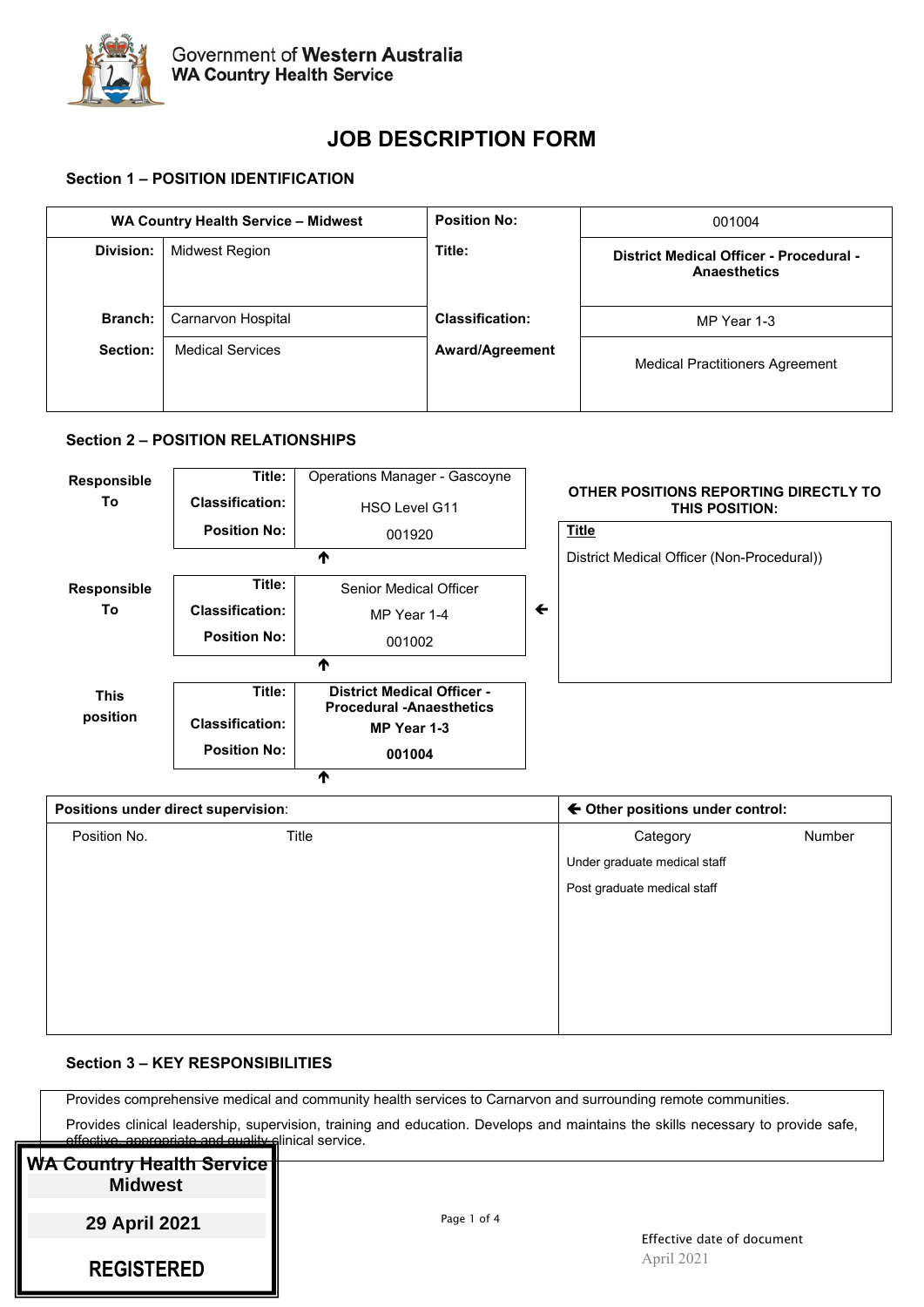Government of **Western Australia**
**WA Country Health Service**

# JOB DESCRIPTION FORM

## Section 1 – POSITION IDENTIFICATION

| **WA Country Health Service – Midwest** | | **Position No:** | 001004 |
|---|---|---|---|
| **Division:** | Midwest Region | **Title:** | **District Medical Officer - Procedural - Anaesthetics** |
| **Branch:** | Carnarvon Hospital | **Classification:** | MP Year 1-3 |
| **Section:** | Medical Services | **Award/Agreement** | Medical Practitioners Agreement |

## Section 2 – POSITION RELATIONSHIPS

| | | |
|---|---|---|
| **Responsible To** | **Title:** | Operations Manager - Gascoyne |
| | **Classification:** | HSO Level G11 |
| | **Position No:** | 001920 |
| **Responsible To** | **Title:** | Senior Medical Officer |
| | **Classification:** | MP Year 1-4 |
| | **Position No:** | 001002 |
| **This position** | **Title:** | **District Medical Officer - Procedural -Anaesthetics** |
| | **Classification:** | **MP Year 1-3** |
| | **Position No:** | **001004** |

**OTHER POSITIONS REPORTING DIRECTLY TO THIS POSITION:**

| Title |
|---|
| District Medical Officer (Non-Procedural)) |

| **Positions under direct supervision:** | | **Other positions under control:** | |
|---|---|---|---|
| Position No. | Title | Category | Number |
| | | Under graduate medical staff | |
| | | Post graduate medical staff | |

## Section 3 – KEY RESPONSIBILITIES

Provides comprehensive medical and community health services to Carnarvon and surrounding remote communities.

Provides clinical leadership, supervision, training and education. Develops and maintains the skills necessary to provide safe, effective, appropriate and quality clinical service.

WA Country Health Service
Midwest

29 April 2021

REGISTERED

Effective date of document
April 2021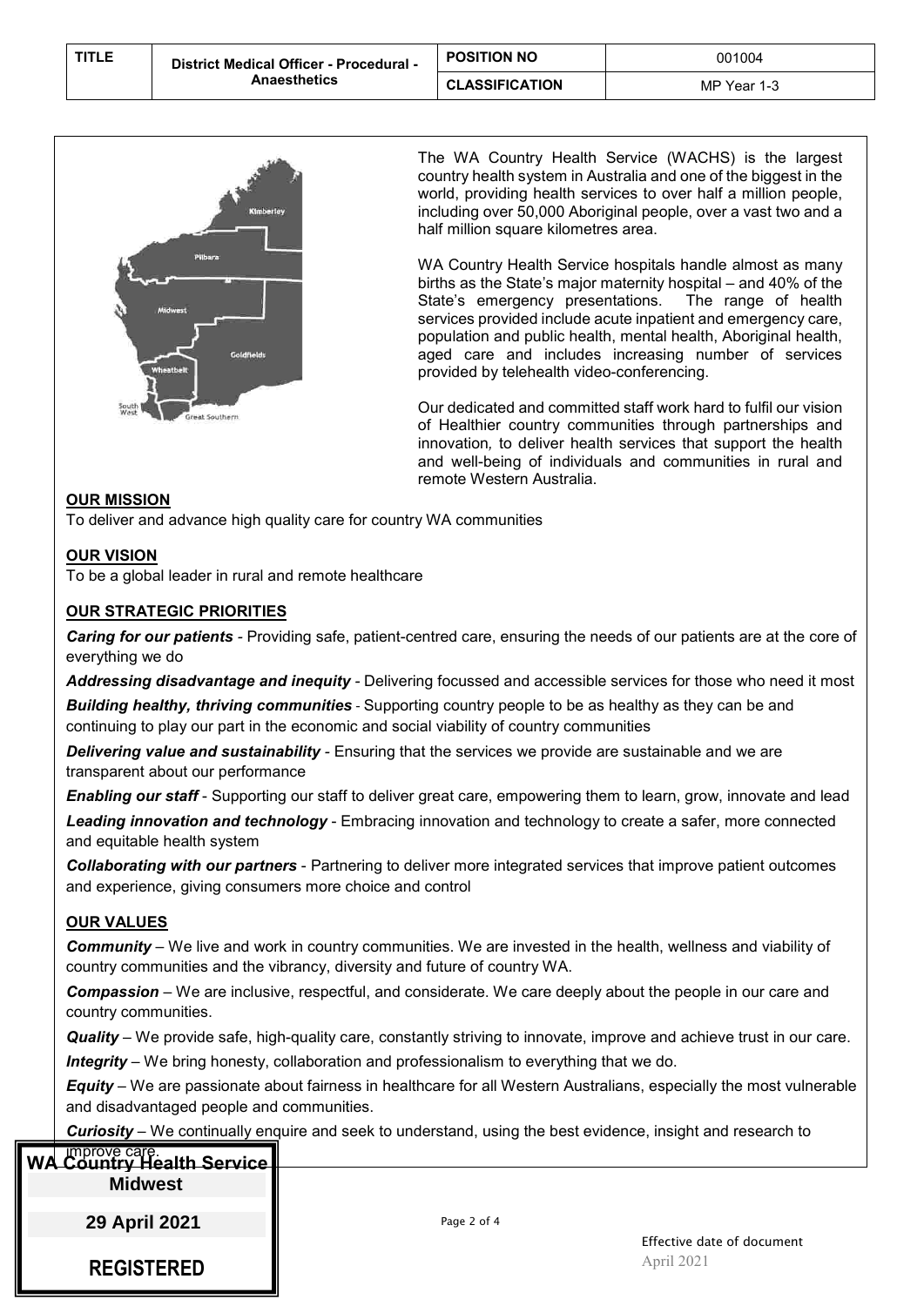| TITLE | District Medical Officer - Procedural - Anaesthetics | POSITION NO | 001004 |
|---|---|---|---|
| | | CLASSIFICATION | MP Year 1-3 |

The WA Country Health Service (WACHS) is the largest country health system in Australia and one of the biggest in the world, providing health services to over half a million people, including over 50,000 Aboriginal people, over a vast two and a half million square kilometres area.

WA Country Health Service hospitals handle almost as many births as the State's major maternity hospital – and 40% of the State's emergency presentations. The range of health services provided include acute inpatient and emergency care, population and public health, mental health, Aboriginal health, aged care and includes increasing number of services provided by telehealth video-conferencing.

Our dedicated and committed staff work hard to fulfil our vision of Healthier country communities through partnerships and innovation, to deliver health services that support the health and well-being of individuals and communities in rural and remote Western Australia.

## OUR MISSION

To deliver and advance high quality care for country WA communities

## OUR VISION

To be a global leader in rural and remote healthcare

## OUR STRATEGIC PRIORITIES

***Caring for our patients*** - Providing safe, patient-centred care, ensuring the needs of our patients are at the core of everything we do

***Addressing disadvantage and inequity*** - Delivering focussed and accessible services for those who need it most

***Building healthy, thriving communities*** - Supporting country people to be as healthy as they can be and continuing to play our part in the economic and social viability of country communities

***Delivering value and sustainability*** - Ensuring that the services we provide are sustainable and we are transparent about our performance

***Enabling our staff*** - Supporting our staff to deliver great care, empowering them to learn, grow, innovate and lead

***Leading innovation and technology*** - Embracing innovation and technology to create a safer, more connected and equitable health system

***Collaborating with our partners*** - Partnering to deliver more integrated services that improve patient outcomes and experience, giving consumers more choice and control

## OUR VALUES

***Community*** – We live and work in country communities. We are invested in the health, wellness and viability of country communities and the vibrancy, diversity and future of country WA.

***Compassion*** – We are inclusive, respectful, and considerate. We care deeply about the people in our care and country communities.

***Quality*** – We provide safe, high-quality care, constantly striving to innovate, improve and achieve trust in our care.

***Integrity*** – We bring honesty, collaboration and professionalism to everything that we do.

***Equity*** – We are passionate about fairness in healthcare for all Western Australians, especially the most vulnerable and disadvantaged people and communities.

***Curiosity*** – We continually enquire and seek to understand, using the best evidence, insight and research to improve care.

**WA Country Health Service**
**Midwest**
**29 April 2021**
**REGISTERED**

Effective date of document
April 2021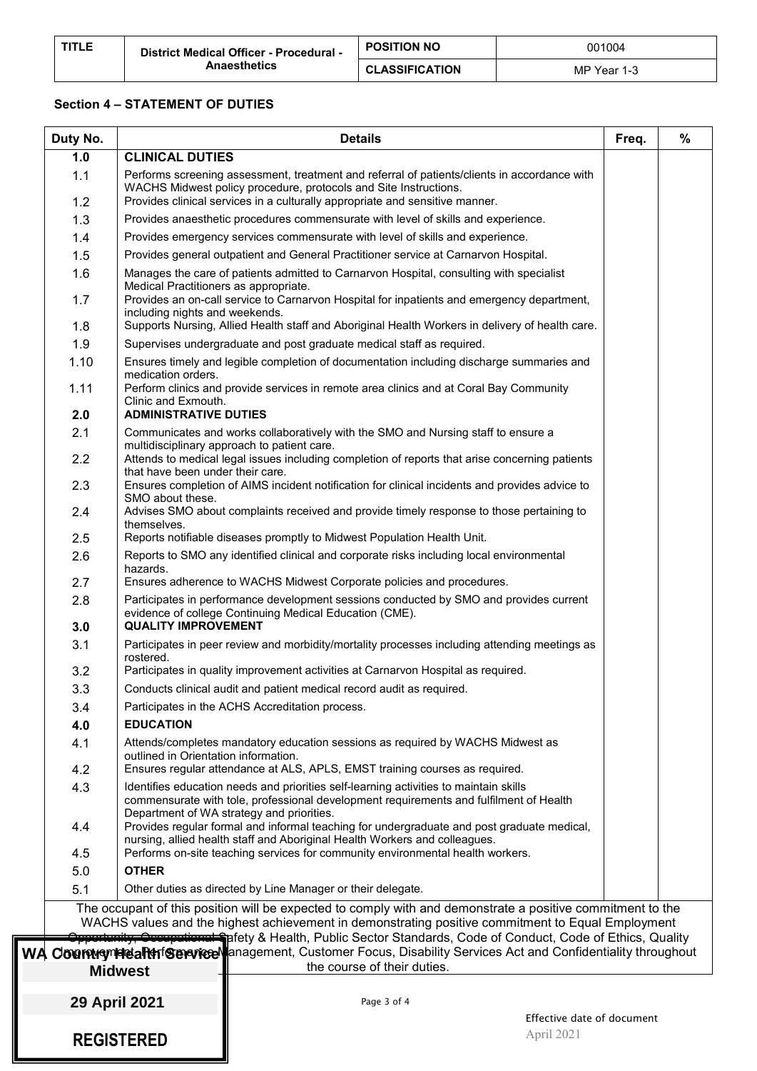| TITLE | District Medical Officer - Procedural - Anaesthetics | POSITION NO | 001004 |
|---|---|---|---|
| | | CLASSIFICATION | MP Year 1-3 |

## Section 4 – STATEMENT OF DUTIES

| Duty No. | Details | Freq. | % |
|---|---|---|---|
| **1.0** | **CLINICAL DUTIES** | | |
| 1.1 | Performs screening assessment, treatment and referral of patients/clients in accordance with WACHS Midwest policy procedure, protocols and Site Instructions. | | |
| 1.2 | Provides clinical services in a culturally appropriate and sensitive manner. | | |
| 1.3 | Provides anaesthetic procedures commensurate with level of skills and experience. | | |
| 1.4 | Provides emergency services commensurate with level of skills and experience. | | |
| 1.5 | Provides general outpatient and General Practitioner service at Carnarvon Hospital. | | |
| 1.6 | Manages the care of patients admitted to Carnarvon Hospital, consulting with specialist Medical Practitioners as appropriate. | | |
| 1.7 | Provides an on-call service to Carnarvon Hospital for inpatients and emergency department, including nights and weekends. | | |
| 1.8 | Supports Nursing, Allied Health staff and Aboriginal Health Workers in delivery of health care. | | |
| 1.9 | Supervises undergraduate and post graduate medical staff as required. | | |
| 1.10 | Ensures timely and legible completion of documentation including discharge summaries and medication orders. | | |
| 1.11 | Perform clinics and provide services in remote area clinics and at Coral Bay Community Clinic and Exmouth. | | |
| **2.0** | **ADMINISTRATIVE DUTIES** | | |
| 2.1 | Communicates and works collaboratively with the SMO and Nursing staff to ensure a multidisciplinary approach to patient care. | | |
| 2.2 | Attends to medical legal issues including completion of reports that arise concerning patients that have been under their care. | | |
| 2.3 | Ensures completion of AIMS incident notification for clinical incidents and provides advice to SMO about these. | | |
| 2.4 | Advises SMO about complaints received and provide timely response to those pertaining to themselves. | | |
| 2.5 | Reports notifiable diseases promptly to Midwest Population Health Unit. | | |
| 2.6 | Reports to SMO any identified clinical and corporate risks including local environmental hazards. | | |
| 2.7 | Ensures adherence to WACHS Midwest Corporate policies and procedures. | | |
| 2.8 | Participates in performance development sessions conducted by SMO and provides current evidence of college Continuing Medical Education (CME). | | |
| **3.0** | **QUALITY IMPROVEMENT** | | |
| 3.1 | Participates in peer review and morbidity/mortality processes including attending meetings as rostered. | | |
| 3.2 | Participates in quality improvement activities at Carnarvon Hospital as required. | | |
| 3.3 | Conducts clinical audit and patient medical record audit as required. | | |
| 3.4 | Participates in the ACHS Accreditation process. | | |
| **4.0** | **EDUCATION** | | |
| 4.1 | Attends/completes mandatory education sessions as required by WACHS Midwest as outlined in Orientation information. | | |
| 4.2 | Ensures regular attendance at ALS, APLS, EMST training courses as required. | | |
| 4.3 | Identifies education needs and priorities self-learning activities to maintain skills commensurate with tole, professional development requirements and fulfilment of Health Department of WA strategy and priorities. | | |
| 4.4 | Provides regular formal and informal teaching for undergraduate and post graduate medical, nursing, allied health staff and Aboriginal Health Workers and colleagues. | | |
| 4.5 | Performs on-site teaching services for community environmental health workers. | | |
| 5.0 | **OTHER** | | |
| 5.1 | Other duties as directed by Line Manager or their delegate. | | |

The occupant of this position will be expected to comply with and demonstrate a positive commitment to the WACHS values and the highest achievement in demonstrating positive commitment to Equal Employment Opportunity, Occupational Safety & Health, Public Sector Standards, Code of Conduct, Code of Ethics, Quality Improvement, Performance Management, Customer Focus, Disability Services Act and Confidentiality throughout the course of their duties.

WA Country Health Service
Midwest
29 April 2021
REGISTERED

Effective date of document
April 2021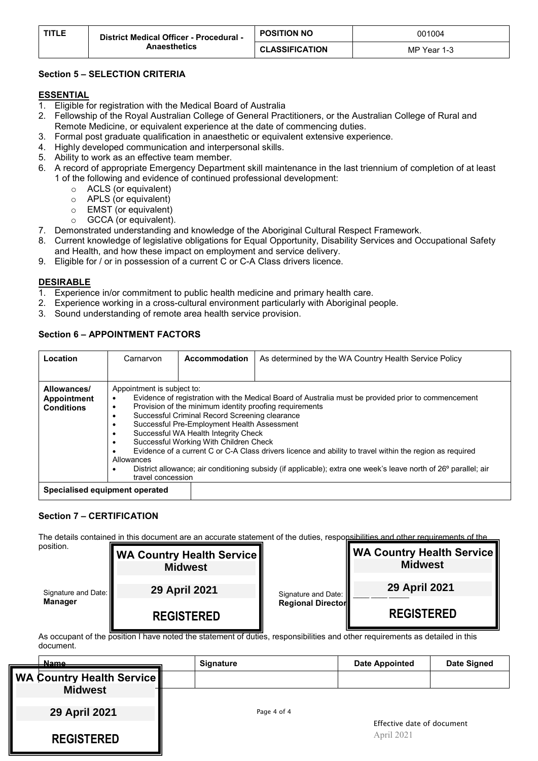| TITLE | District Medical Officer - Procedural - Anaesthetics | POSITION NO | 001004 |
|---|---|---|---|
| | | CLASSIFICATION | MP Year 1-3 |

### Section 5 – SELECTION CRITERIA

**ESSENTIAL**

1. Eligible for registration with the Medical Board of Australia
2. Fellowship of the Royal Australian College of General Practitioners, or the Australian College of Rural and Remote Medicine, or equivalent experience at the date of commencing duties.
3. Formal post graduate qualification in anaesthetic or equivalent extensive experience.
4. Highly developed communication and interpersonal skills.
5. Ability to work as an effective team member.
6. A record of appropriate Emergency Department skill maintenance in the last triennium of completion of at least 1 of the following and evidence of continued professional development:
   - ACLS (or equivalent)
   - APLS (or equivalent)
   - EMST (or equivalent)
   - GCCA (or equivalent).
7. Demonstrated understanding and knowledge of the Aboriginal Cultural Respect Framework.
8. Current knowledge of legislative obligations for Equal Opportunity, Disability Services and Occupational Safety and Health, and how these impact on employment and service delivery.
9. Eligible for / or in possession of a current C or C-A Class drivers licence.

**DESIRABLE**

1. Experience in/or commitment to public health medicine and primary health care.
2. Experience working in a cross-cultural environment particularly with Aboriginal people.
3. Sound understanding of remote area health service provision.

### Section 6 – APPOINTMENT FACTORS

| Location | Carnarvon | Accommodation | As determined by the WA Country Health Service Policy |
|---|---|---|---|
| Allowances/ Appointment Conditions | Appointment is subject to: <br>• Evidence of registration with the Medical Board of Australia must be provided prior to commencement <br>• Provision of the minimum identity proofing requirements <br>• Successful Criminal Record Screening clearance <br>• Successful Pre-Employment Health Assessment <br>• Successful WA Health Integrity Check <br>• Successful Working With Children Check <br>• Evidence of a current C or C-A Class drivers licence and ability to travel within the region as required <br>Allowances <br>• District allowance; air conditioning subsidy (if applicable); extra one week's leave north of 26º parallel; air travel concession | | |
| Specialised equipment operated | | | |

### Section 7 – CERTIFICATION

The details contained in this document are an accurate statement of the duties, responsibilities and other requirements of the position.

Signature and Date: **Manager** — WA Country Health Service Midwest 29 April 2021 REGISTERED

Signature and Date: **Regional Director** — WA Country Health Service Midwest 29 April 2021 REGISTERED

As occupant of the position I have noted the statement of duties, responsibilities and other requirements as detailed in this document.

| Name | Signature | Date Appointed | Date Signed |
|---|---|---|---|
| | | | |

WA Country Health Service Midwest 29 April 2021 REGISTERED

Effective date of document April 2021